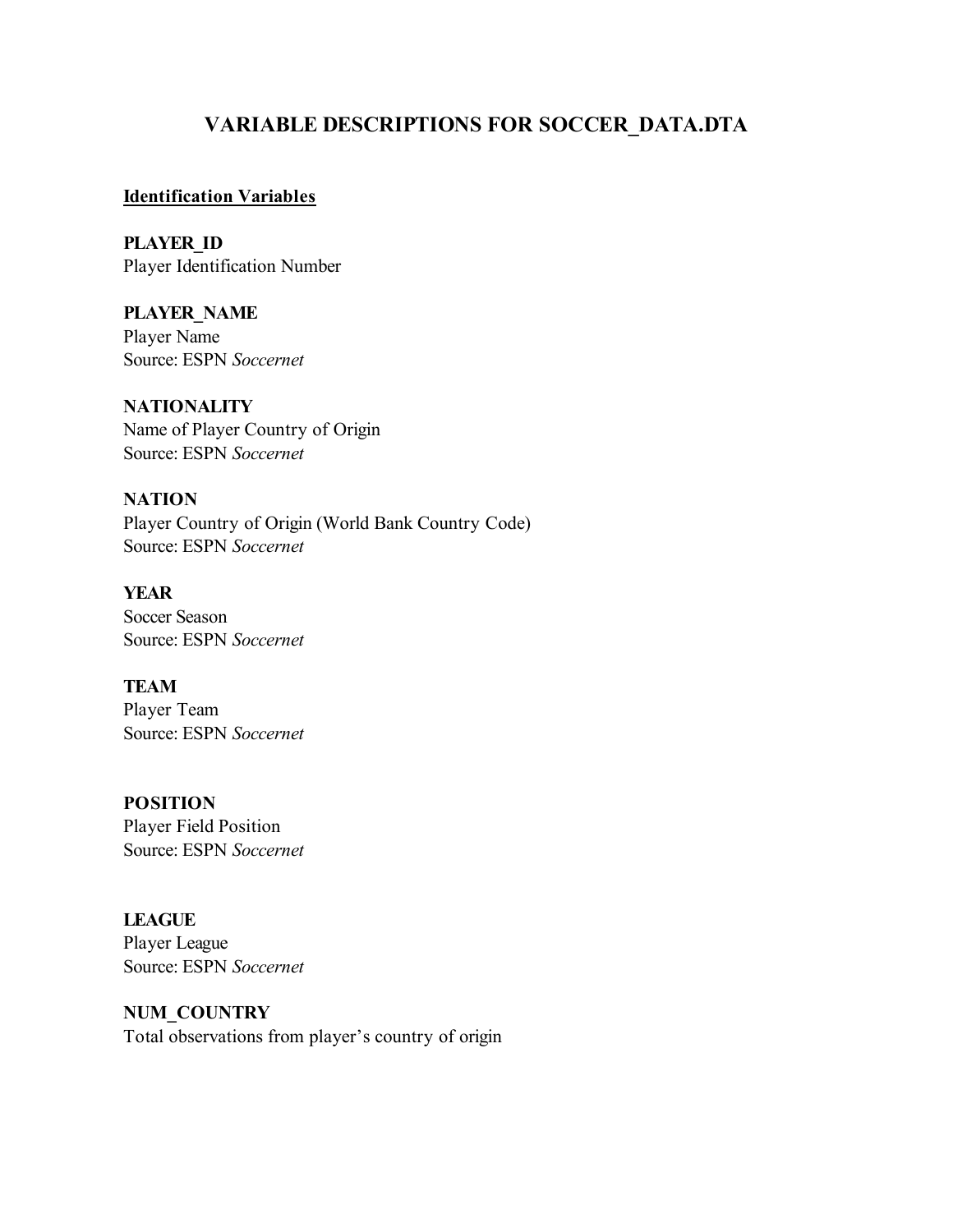# VARIABLE DESCRIPTIONS FOR SOCCER_DATA.DTA

## Identification Variables

**PLAYER_ID**
Player Identification Number

**PLAYER_NAME**
Player Name
Source: ESPN *Soccernet*

**NATIONALITY**
Name of Player Country of Origin
Source: ESPN *Soccernet*

**NATION**
Player Country of Origin (World Bank Country Code)
Source: ESPN *Soccernet*

**YEAR**
Soccer Season
Source: ESPN *Soccernet*

**TEAM**
Player Team
Source: ESPN *Soccernet*

**POSITION**
Player Field Position
Source: ESPN *Soccernet*

**LEAGUE**
Player League
Source: ESPN *Soccernet*

**NUM_COUNTRY**
Total observations from player's country of origin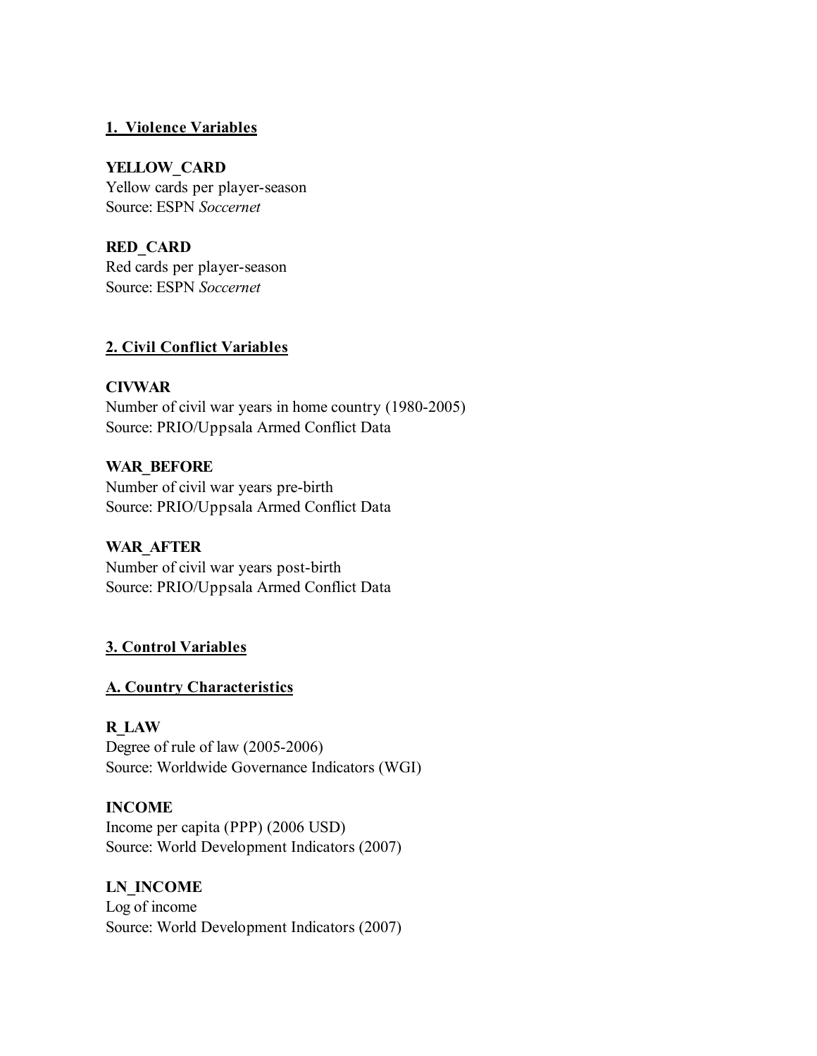## 1. Violence Variables

**YELLOW_CARD**
Yellow cards per player-season
Source: ESPN *Soccernet*

**RED_CARD**
Red cards per player-season
Source: ESPN *Soccernet*

## 2. Civil Conflict Variables

**CIVWAR**
Number of civil war years in home country (1980-2005)
Source: PRIO/Uppsala Armed Conflict Data

**WAR_BEFORE**
Number of civil war years pre-birth
Source: PRIO/Uppsala Armed Conflict Data

**WAR_AFTER**
Number of civil war years post-birth
Source: PRIO/Uppsala Armed Conflict Data

## 3. Control Variables

### A. Country Characteristics

**R_LAW**
Degree of rule of law (2005-2006)
Source: Worldwide Governance Indicators (WGI)

**INCOME**
Income per capita (PPP) (2006 USD)
Source: World Development Indicators (2007)

**LN_INCOME**
Log of income
Source: World Development Indicators (2007)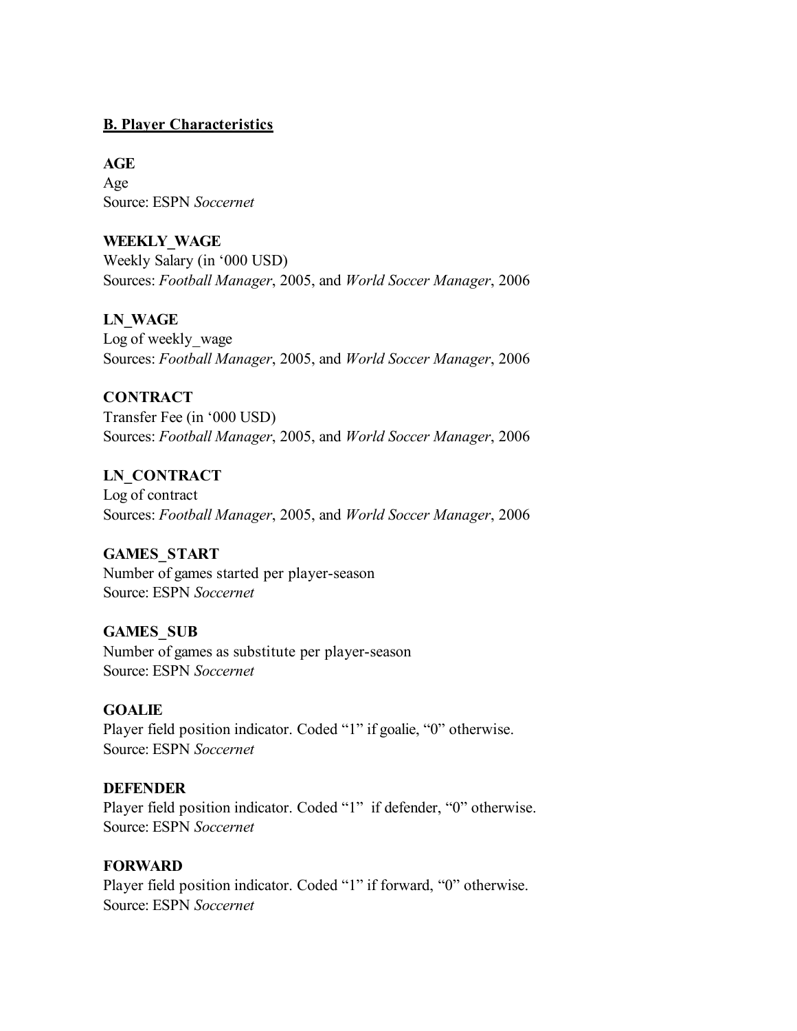## B. Player Characteristics

**AGE**
Age
Source: ESPN *Soccernet*

**WEEKLY_WAGE**
Weekly Salary (in '000 USD)
Sources: *Football Manager*, 2005, and *World Soccer Manager*, 2006

**LN_WAGE**
Log of weekly_wage
Sources: *Football Manager*, 2005, and *World Soccer Manager*, 2006

**CONTRACT**
Transfer Fee (in '000 USD)
Sources: *Football Manager*, 2005, and *World Soccer Manager*, 2006

**LN_CONTRACT**
Log of contract
Sources: *Football Manager*, 2005, and *World Soccer Manager*, 2006

**GAMES_START**
Number of games started per player-season
Source: ESPN *Soccernet*

**GAMES_SUB**
Number of games as substitute per player-season
Source: ESPN *Soccernet*

**GOALIE**
Player field position indicator. Coded "1" if goalie, "0" otherwise.
Source: ESPN *Soccernet*

**DEFENDER**
Player field position indicator. Coded "1" if defender, "0" otherwise.
Source: ESPN *Soccernet*

**FORWARD**
Player field position indicator. Coded "1" if forward, "0" otherwise.
Source: ESPN *Soccernet*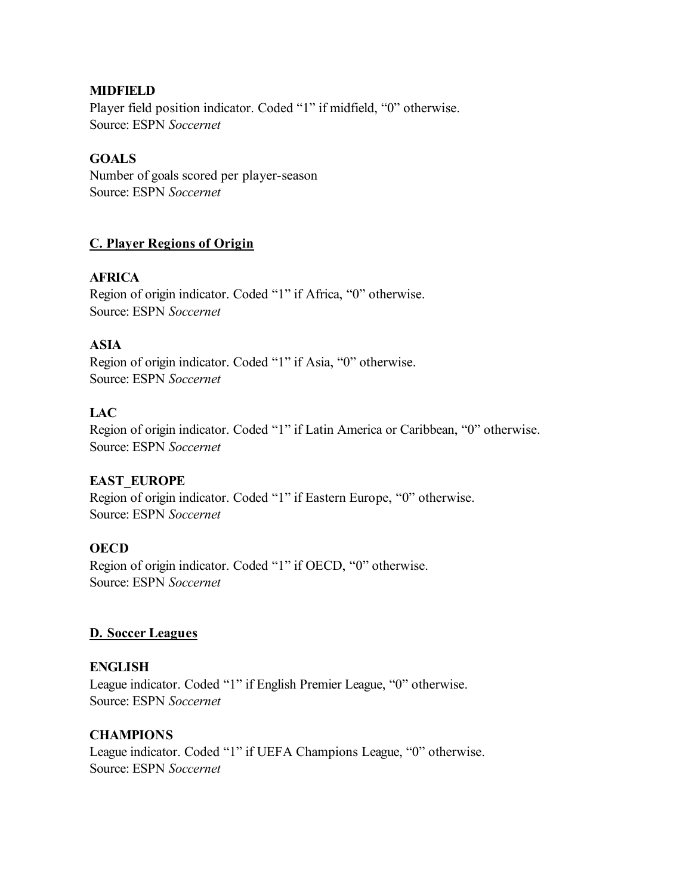**MIDFIELD**
Player field position indicator. Coded "1" if midfield, "0" otherwise.
Source: ESPN *Soccernet*

**GOALS**
Number of goals scored per player-season
Source: ESPN *Soccernet*

## C. Player Regions of Origin

**AFRICA**
Region of origin indicator. Coded "1" if Africa, "0" otherwise.
Source: ESPN *Soccernet*

**ASIA**
Region of origin indicator. Coded "1" if Asia, "0" otherwise.
Source: ESPN *Soccernet*

**LAC**
Region of origin indicator. Coded "1" if Latin America or Caribbean, "0" otherwise.
Source: ESPN *Soccernet*

**EAST_EUROPE**
Region of origin indicator. Coded "1" if Eastern Europe, "0" otherwise.
Source: ESPN *Soccernet*

**OECD**
Region of origin indicator. Coded "1" if OECD, "0" otherwise.
Source: ESPN *Soccernet*

## D. Soccer Leagues

**ENGLISH**
League indicator. Coded "1" if English Premier League, "0" otherwise.
Source: ESPN *Soccernet*

**CHAMPIONS**
League indicator. Coded "1" if UEFA Champions League, "0" otherwise.
Source: ESPN *Soccernet*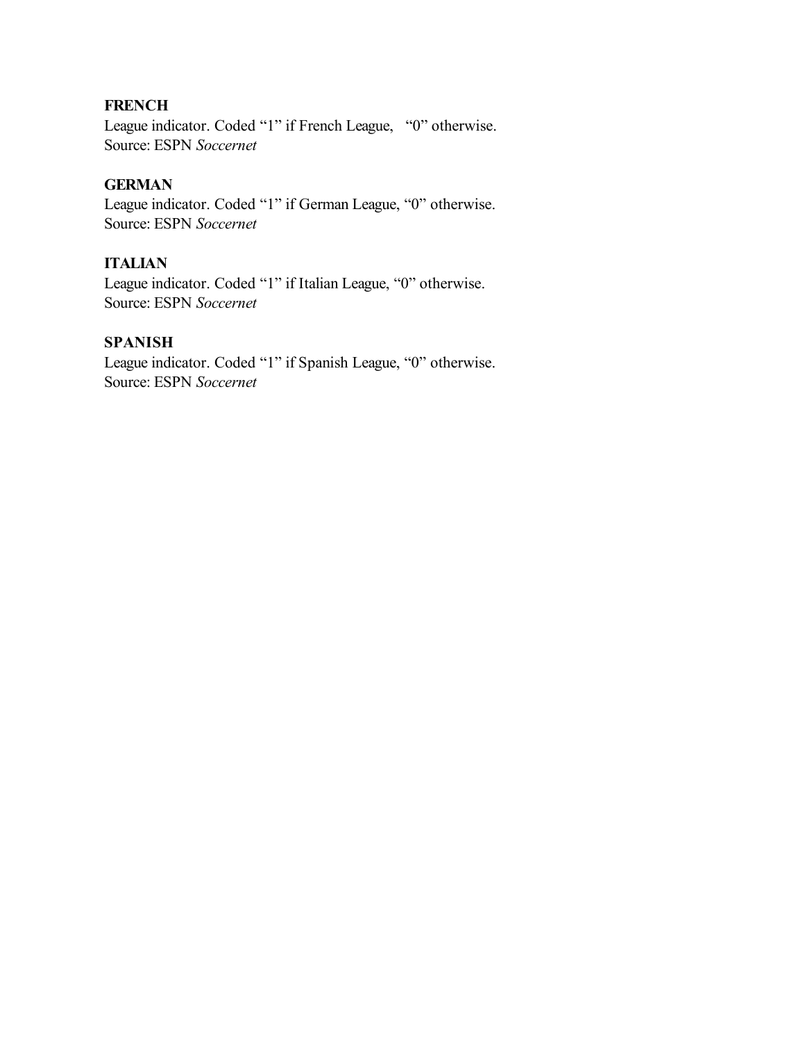**FRENCH**
League indicator. Coded “1” if French League, “0” otherwise.
Source: ESPN *Soccernet*

**GERMAN**
League indicator. Coded “1” if German League, “0” otherwise.
Source: ESPN *Soccernet*

**ITALIAN**
League indicator. Coded “1” if Italian League, “0” otherwise.
Source: ESPN *Soccernet*

**SPANISH**
League indicator. Coded “1” if Spanish League, “0” otherwise.
Source: ESPN *Soccernet*